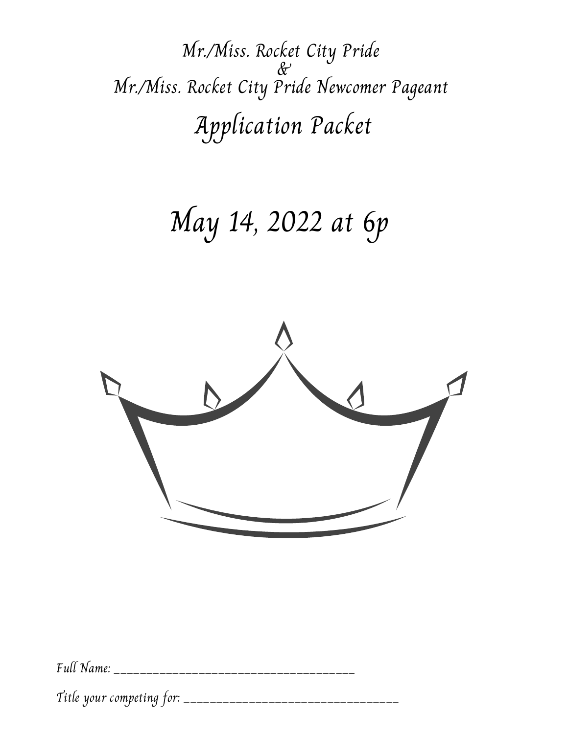# Mr./Miss. Rocket City Pride
# &
# Mr./Miss. Rocket City Pride Newcomer Pageant

# Application Packet

# May 14, 2022 at 6p

Full Name: ___________________________________

Title your competing for: _______________________________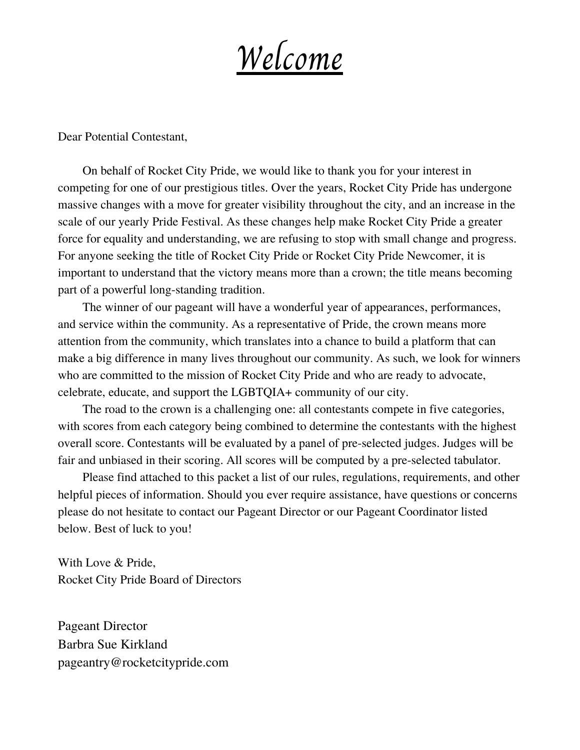# *Welcome*

Dear Potential Contestant,

On behalf of Rocket City Pride, we would like to thank you for your interest in competing for one of our prestigious titles. Over the years, Rocket City Pride has undergone massive changes with a move for greater visibility throughout the city, and an increase in the scale of our yearly Pride Festival. As these changes help make Rocket City Pride a greater force for equality and understanding, we are refusing to stop with small change and progress. For anyone seeking the title of Rocket City Pride or Rocket City Pride Newcomer, it is important to understand that the victory means more than a crown; the title means becoming part of a powerful long-standing tradition.

The winner of our pageant will have a wonderful year of appearances, performances, and service within the community. As a representative of Pride, the crown means more attention from the community, which translates into a chance to build a platform that can make a big difference in many lives throughout our community. As such, we look for winners who are committed to the mission of Rocket City Pride and who are ready to advocate, celebrate, educate, and support the LGBTQIA+ community of our city.

The road to the crown is a challenging one: all contestants compete in five categories, with scores from each category being combined to determine the contestants with the highest overall score. Contestants will be evaluated by a panel of pre-selected judges. Judges will be fair and unbiased in their scoring. All scores will be computed by a pre-selected tabulator.

Please find attached to this packet a list of our rules, regulations, requirements, and other helpful pieces of information. Should you ever require assistance, have questions or concerns please do not hesitate to contact our Pageant Director or our Pageant Coordinator listed below. Best of luck to you!

With Love & Pride,
Rocket City Pride Board of Directors

Pageant Director
Barbra Sue Kirkland
pageantry@rocketcitypride.com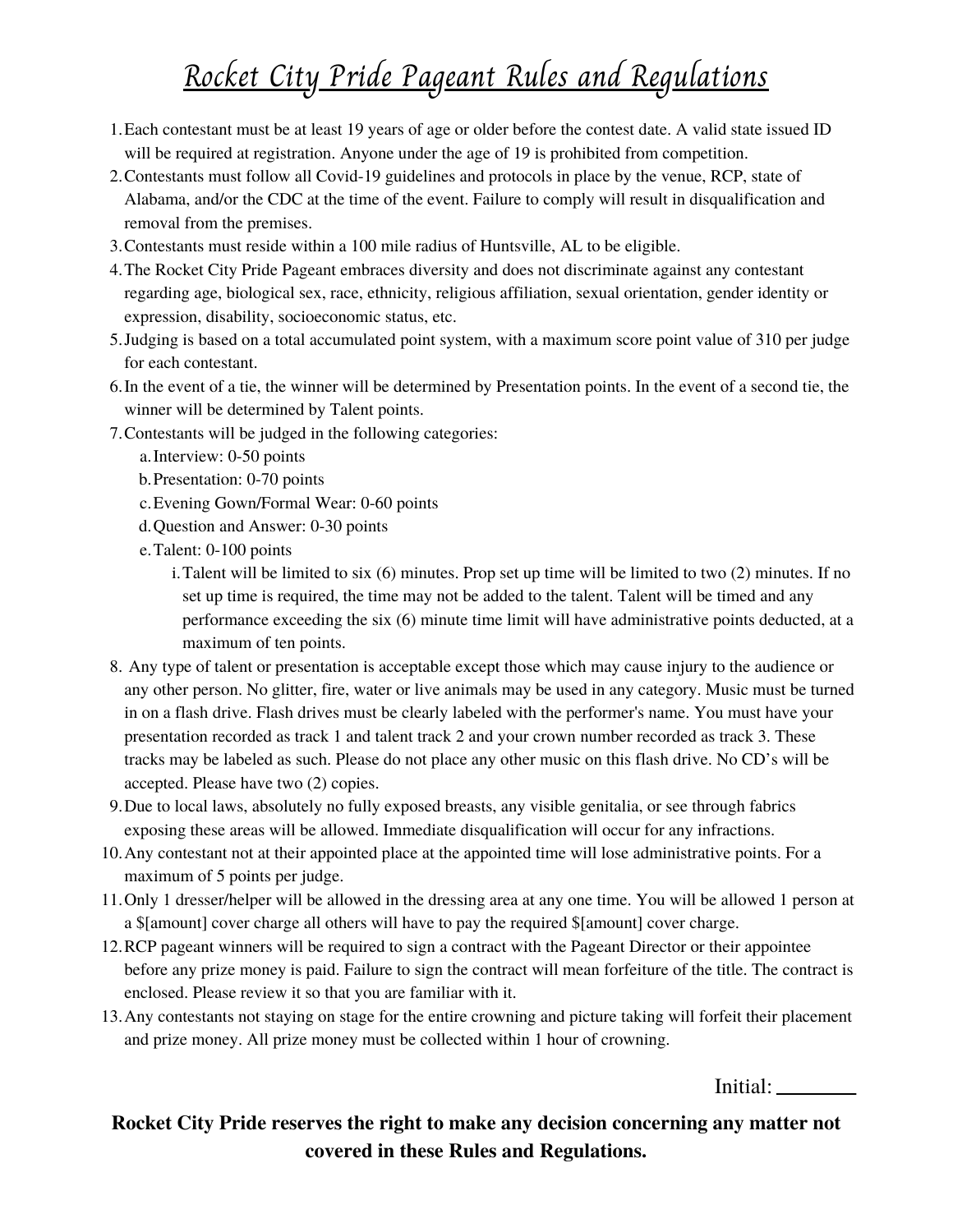# *Rocket City Pride Pageant Rules and Regulations*

1. Each contestant must be at least 19 years of age or older before the contest date. A valid state issued ID will be required at registration. Anyone under the age of 19 is prohibited from competition.
2. Contestants must follow all Covid-19 guidelines and protocols in place by the venue, RCP, state of Alabama, and/or the CDC at the time of the event. Failure to comply will result in disqualification and removal from the premises.
3. Contestants must reside within a 100 mile radius of Huntsville, AL to be eligible.
4. The Rocket City Pride Pageant embraces diversity and does not discriminate against any contestant regarding age, biological sex, race, ethnicity, religious affiliation, sexual orientation, gender identity or expression, disability, socioeconomic status, etc.
5. Judging is based on a total accumulated point system, with a maximum score point value of 310 per judge for each contestant.
6. In the event of a tie, the winner will be determined by Presentation points. In the event of a second tie, the winner will be determined by Talent points.
7. Contestants will be judged in the following categories:
   a. Interview: 0-50 points
   b. Presentation: 0-70 points
   c. Evening Gown/Formal Wear: 0-60 points
   d. Question and Answer: 0-30 points
   e. Talent: 0-100 points
      i. Talent will be limited to six (6) minutes. Prop set up time will be limited to two (2) minutes. If no set up time is required, the time may not be added to the talent. Talent will be timed and any performance exceeding the six (6) minute time limit will have administrative points deducted, at a maximum of ten points.
8. Any type of talent or presentation is acceptable except those which may cause injury to the audience or any other person. No glitter, fire, water or live animals may be used in any category. Music must be turned in on a flash drive. Flash drives must be clearly labeled with the performer's name. You must have your presentation recorded as track 1 and talent track 2 and your crown number recorded as track 3. These tracks may be labeled as such. Please do not place any other music on this flash drive. No CD's will be accepted. Please have two (2) copies.
9. Due to local laws, absolutely no fully exposed breasts, any visible genitalia, or see through fabrics exposing these areas will be allowed. Immediate disqualification will occur for any infractions.
10. Any contestant not at their appointed place at the appointed time will lose administrative points. For a maximum of 5 points per judge.
11. Only 1 dresser/helper will be allowed in the dressing area at any one time. You will be allowed 1 person at a $[amount] cover charge all others will have to pay the required $[amount] cover charge.
12. RCP pageant winners will be required to sign a contract with the Pageant Director or their appointee before any prize money is paid. Failure to sign the contract will mean forfeiture of the title. The contract is enclosed. Please review it so that you are familiar with it.
13. Any contestants not staying on stage for the entire crowning and picture taking will forfeit their placement and prize money. All prize money must be collected within 1 hour of crowning.

Initial: ________

**Rocket City Pride reserves the right to make any decision concerning any matter not covered in these Rules and Regulations.**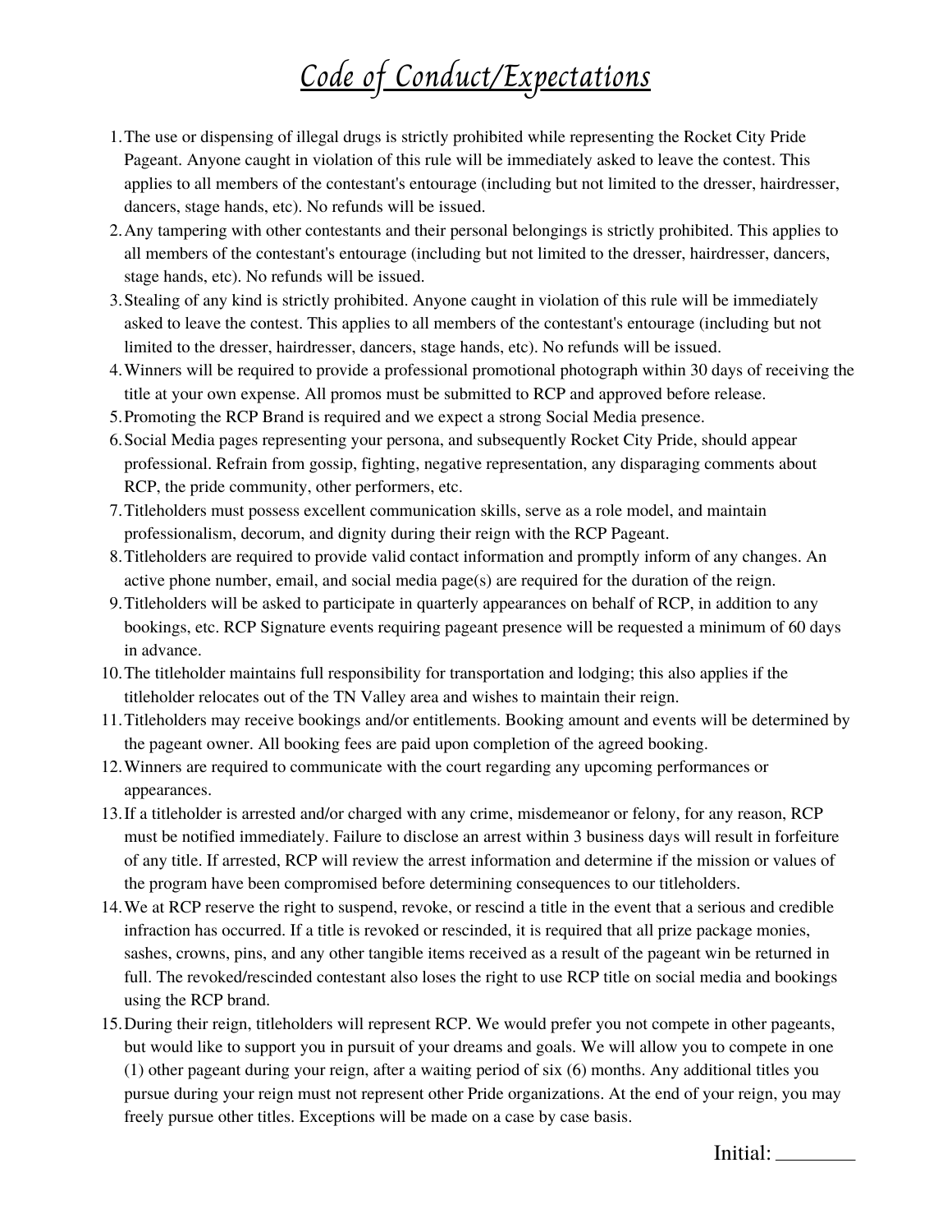# *Code of Conduct/Expectations*

1. The use or dispensing of illegal drugs is strictly prohibited while representing the Rocket City Pride Pageant. Anyone caught in violation of this rule will be immediately asked to leave the contest. This applies to all members of the contestant's entourage (including but not limited to the dresser, hairdresser, dancers, stage hands, etc). No refunds will be issued.
2. Any tampering with other contestants and their personal belongings is strictly prohibited. This applies to all members of the contestant's entourage (including but not limited to the dresser, hairdresser, dancers, stage hands, etc). No refunds will be issued.
3. Stealing of any kind is strictly prohibited. Anyone caught in violation of this rule will be immediately asked to leave the contest. This applies to all members of the contestant's entourage (including but not limited to the dresser, hairdresser, dancers, stage hands, etc). No refunds will be issued.
4. Winners will be required to provide a professional promotional photograph within 30 days of receiving the title at your own expense. All promos must be submitted to RCP and approved before release.
5. Promoting the RCP Brand is required and we expect a strong Social Media presence.
6. Social Media pages representing your persona, and subsequently Rocket City Pride, should appear professional. Refrain from gossip, fighting, negative representation, any disparaging comments about RCP, the pride community, other performers, etc.
7. Titleholders must possess excellent communication skills, serve as a role model, and maintain professionalism, decorum, and dignity during their reign with the RCP Pageant.
8. Titleholders are required to provide valid contact information and promptly inform of any changes. An active phone number, email, and social media page(s) are required for the duration of the reign.
9. Titleholders will be asked to participate in quarterly appearances on behalf of RCP, in addition to any bookings, etc. RCP Signature events requiring pageant presence will be requested a minimum of 60 days in advance.
10. The titleholder maintains full responsibility for transportation and lodging; this also applies if the titleholder relocates out of the TN Valley area and wishes to maintain their reign.
11. Titleholders may receive bookings and/or entitlements. Booking amount and events will be determined by the pageant owner. All booking fees are paid upon completion of the agreed booking.
12. Winners are required to communicate with the court regarding any upcoming performances or appearances.
13. If a titleholder is arrested and/or charged with any crime, misdemeanor or felony, for any reason, RCP must be notified immediately. Failure to disclose an arrest within 3 business days will result in forfeiture of any title. If arrested, RCP will review the arrest information and determine if the mission or values of the program have been compromised before determining consequences to our titleholders.
14. We at RCP reserve the right to suspend, revoke, or rescind a title in the event that a serious and credible infraction has occurred. If a title is revoked or rescinded, it is required that all prize package monies, sashes, crowns, pins, and any other tangible items received as a result of the pageant win be returned in full. The revoked/rescinded contestant also loses the right to use RCP title on social media and bookings using the RCP brand.
15. During their reign, titleholders will represent RCP. We would prefer you not compete in other pageants, but would like to support you in pursuit of your dreams and goals. We will allow you to compete in one (1) other pageant during your reign, after a waiting period of six (6) months. Any additional titles you pursue during your reign must not represent other Pride organizations. At the end of your reign, you may freely pursue other titles. Exceptions will be made on a case by case basis.

Initial: ________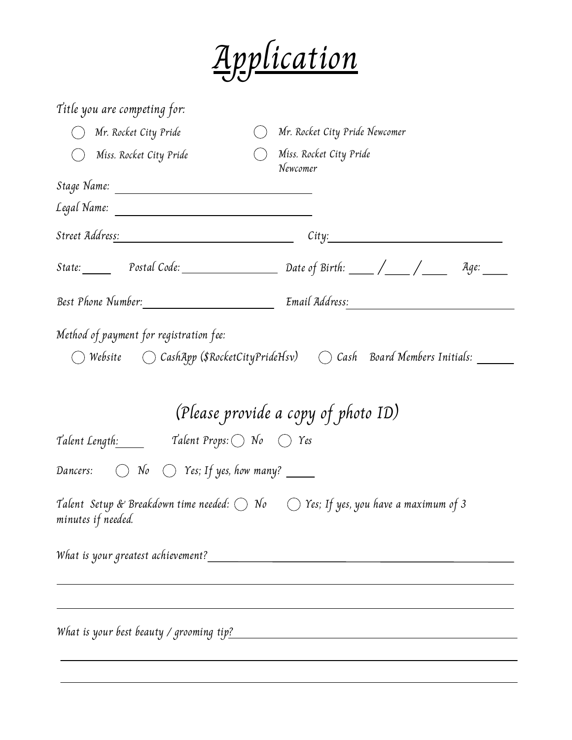# Application

Title you are competing for:

- ◯ Mr. Rocket City Pride
- ◯ Mr. Rocket City Pride Newcomer
- ◯ Miss. Rocket City Pride
- ◯ Miss. Rocket City Pride Newcomer

Stage Name: ______________________________

Legal Name: ______________________________

Street Address: ______________________________ City: ______________________________

State: _____ Postal Code: ________________ Date of Birth: ____ / ____ / ____ Age: ____

Best Phone Number: ______________________ Email Address: ______________________________

Method of payment for registration fee:

◯ Website ◯ CashApp ($RocketCityPrideHsv) ◯ Cash Board Members Initials: ______

## (Please provide a copy of photo ID)

Talent Length: _____ Talent Props: ◯ No ◯ Yes

Dancers: ◯ No ◯ Yes; If yes, how many? _____

Talent Setup & Breakdown time needed: ◯ No ◯ Yes; If yes, you have a maximum of 3 minutes if needed.

What is your greatest achievement? ______________________________________________

______________________________________________________________________________

______________________________________________________________________________

What is your best beauty / grooming tip? ______________________________________________

______________________________________________________________________________

______________________________________________________________________________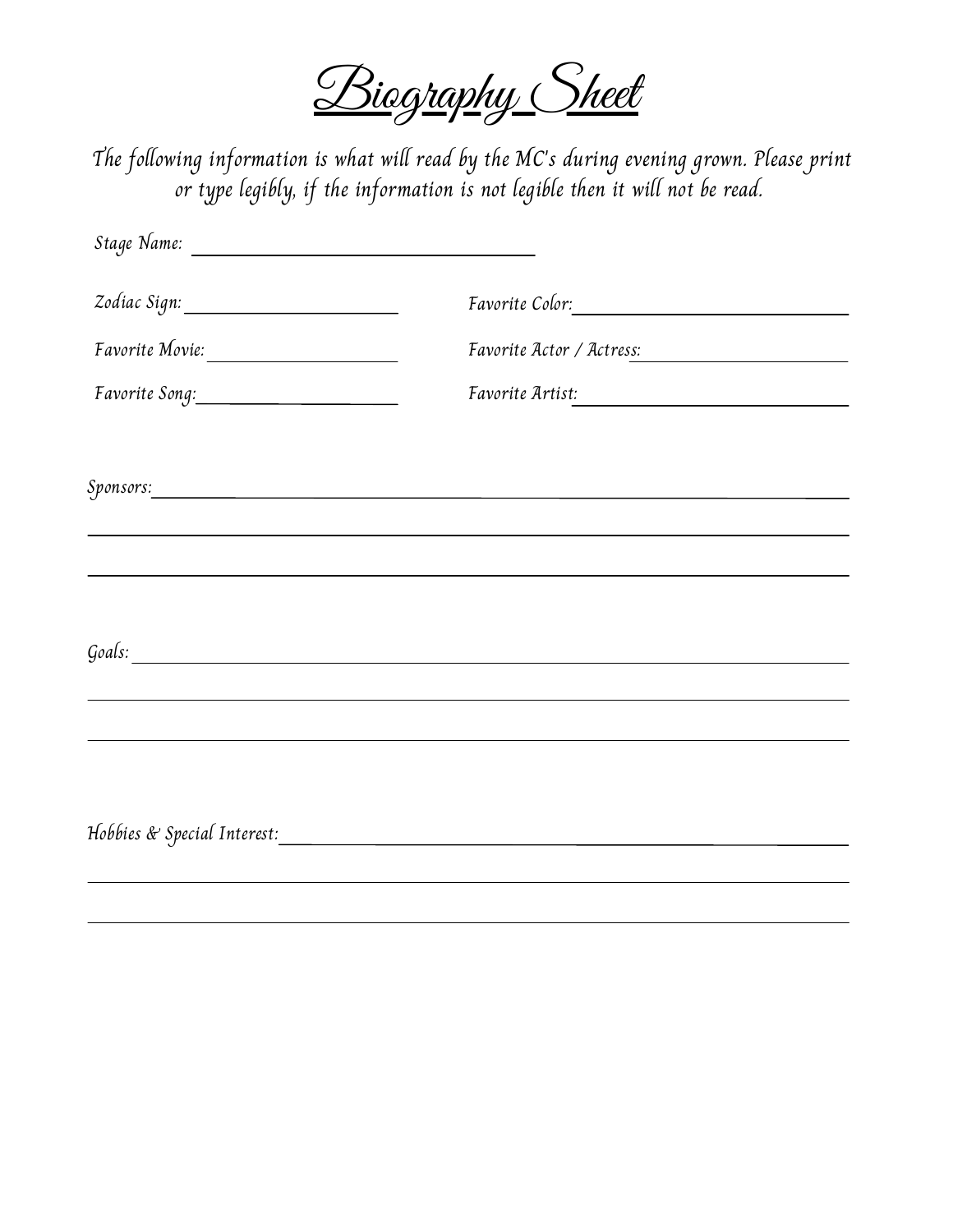# Biography Sheet

*The following information is what will read by the MC's during evening grown. Please print or type legibly, if the information is not legible then it will not be read.*

Stage Name: ______________________________

Zodiac Sign: ____________________ Favorite Color: ________________________

Favorite Movie: __________________ Favorite Actor / Actress: __________________

Favorite Song: ___________________ Favorite Artist: ________________________

Sponsors: ____________________________________________________________

______________________________________________________________________

______________________________________________________________________

Goals: _______________________________________________________________

______________________________________________________________________

______________________________________________________________________

Hobbies & Special Interest: ______________________________________________

______________________________________________________________________

______________________________________________________________________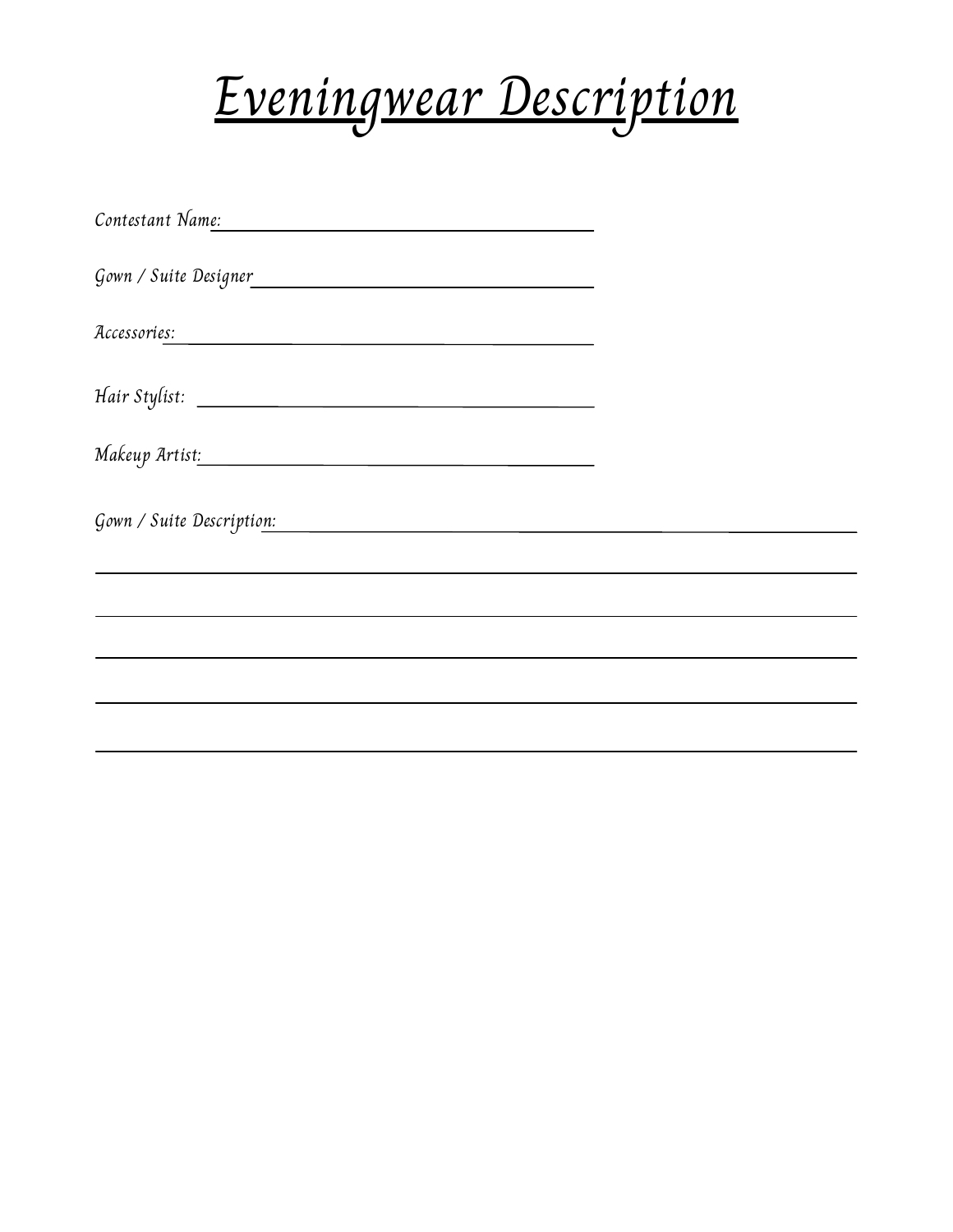# Eveningwear Description

Contestant Name: ______________________________

Gown / Suite Designer ______________________________

Accessories: ______________________________

Hair Stylist: ______________________________

Makeup Artist: ______________________________

Gown / Suite Description: ______________________________

______________________________________________________________

______________________________________________________________

______________________________________________________________

______________________________________________________________

______________________________________________________________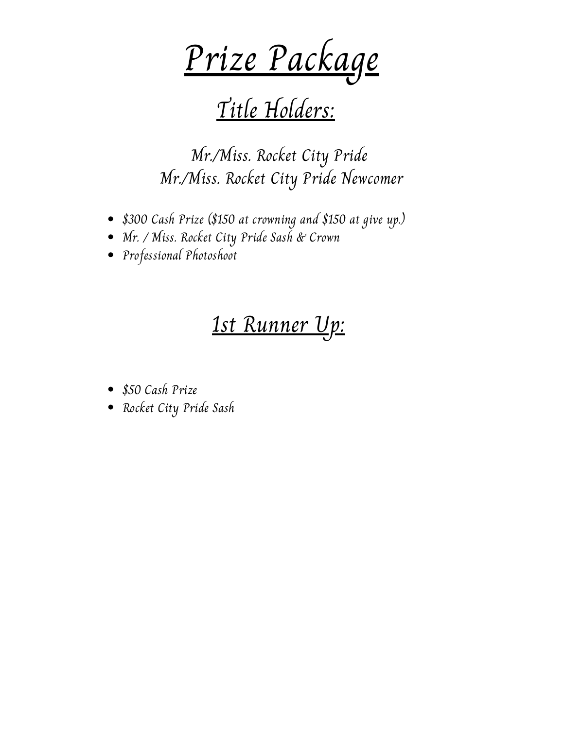# *Prize Package*

## *Title Holders:*

*Mr./Miss. Rocket City Pride*
*Mr./Miss. Rocket City Pride Newcomer*

- *$300 Cash Prize ($150 at crowning and $150 at give up.)*
- *Mr. / Miss. Rocket City Pride Sash & Crown*
- *Professional Photoshoot*

## *1st Runner Up:*

- *$50 Cash Prize*
- *Rocket City Pride Sash*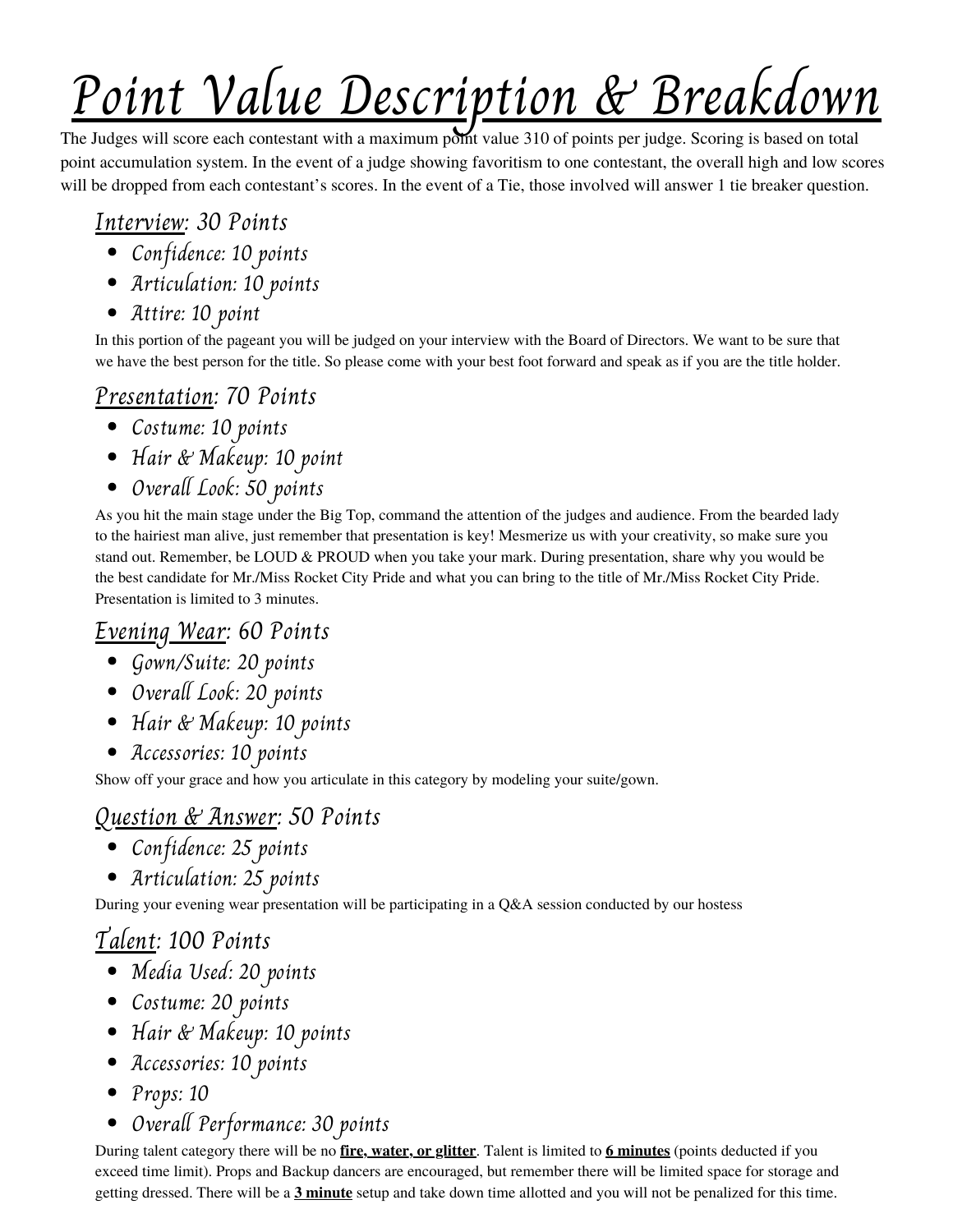# Point Value Description & Breakdown

The Judges will score each contestant with a maximum point value 310 of points per judge. Scoring is based on total point accumulation system. In the event of a judge showing favoritism to one contestant, the overall high and low scores will be dropped from each contestant's scores. In the event of a Tie, those involved will answer 1 tie breaker question.

## Interview: 30 Points

- Confidence: 10 points
- Articulation: 10 points
- Attire: 10 point

In this portion of the pageant you will be judged on your interview with the Board of Directors. We want to be sure that we have the best person for the title. So please come with your best foot forward and speak as if you are the title holder.

## Presentation: 70 Points

- Costume: 10 points
- Hair & Makeup: 10 point
- Overall Look: 50 points

As you hit the main stage under the Big Top, command the attention of the judges and audience. From the bearded lady to the hairiest man alive, just remember that presentation is key! Mesmerize us with your creativity, so make sure you stand out. Remember, be LOUD & PROUD when you take your mark. During presentation, share why you would be the best candidate for Mr./Miss Rocket City Pride and what you can bring to the title of Mr./Miss Rocket City Pride. Presentation is limited to 3 minutes.

## Evening Wear: 60 Points

- Gown/Suite: 20 points
- Overall Look: 20 points
- Hair & Makeup: 10 points
- Accessories: 10 points

Show off your grace and how you articulate in this category by modeling your suite/gown.

## Question & Answer: 50 Points

- Confidence: 25 points
- Articulation: 25 points

During your evening wear presentation will be participating in a Q&A session conducted by our hostess

## Talent: 100 Points

- Media Used: 20 points
- Costume: 20 points
- Hair & Makeup: 10 points
- Accessories: 10 points
- Props: 10
- Overall Performance: 30 points

During talent category there will be no **fire, water, or glitter**. Talent is limited to **6 minutes** (points deducted if you exceed time limit). Props and Backup dancers are encouraged, but remember there will be limited space for storage and getting dressed. There will be a **3 minute** setup and take down time allotted and you will not be penalized for this time.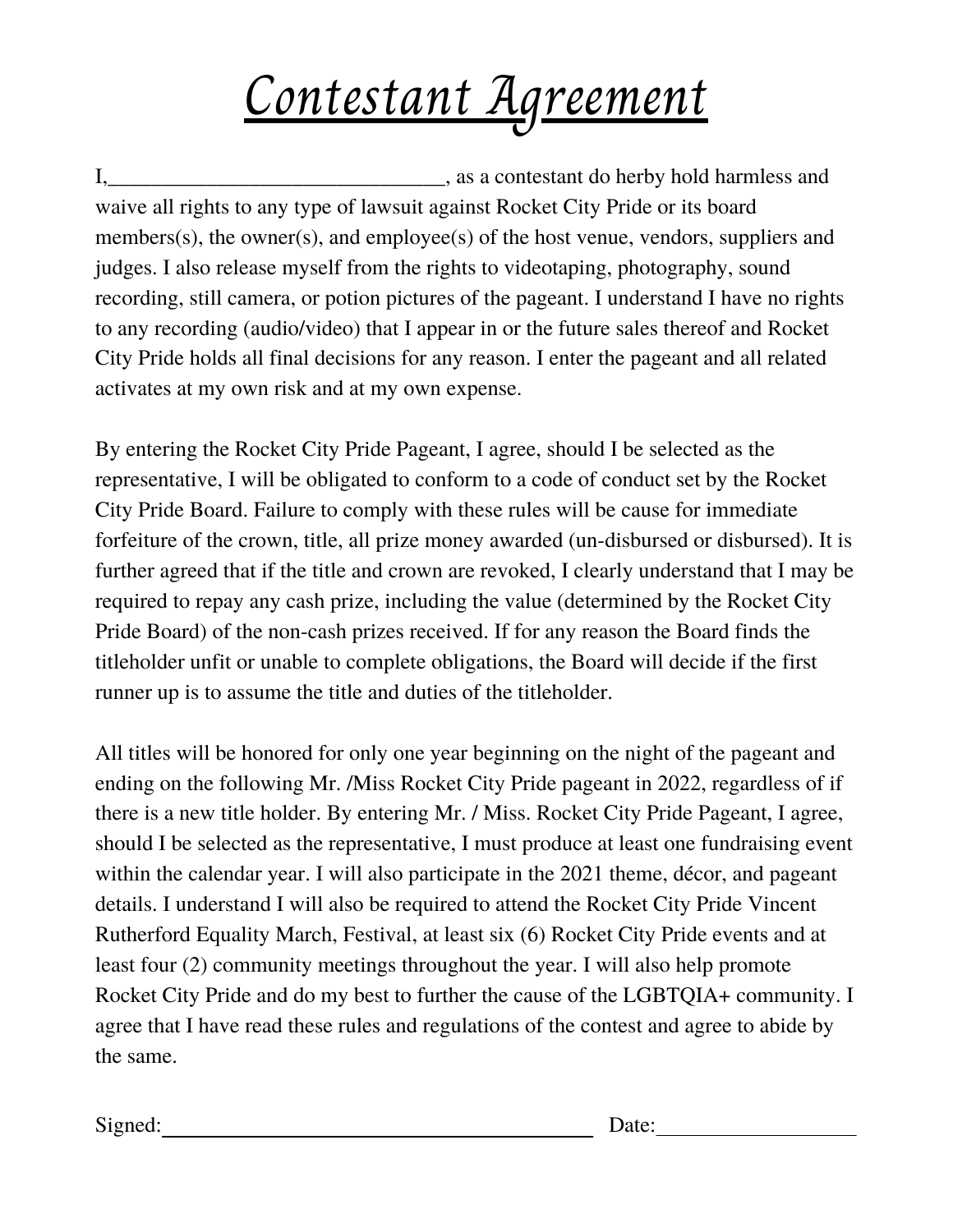# Contestant Agreement

I,_______________________________, as a contestant do herby hold harmless and waive all rights to any type of lawsuit against Rocket City Pride or its board members(s), the owner(s), and employee(s) of the host venue, vendors, suppliers and judges. I also release myself from the rights to videotaping, photography, sound recording, still camera, or potion pictures of the pageant. I understand I have no rights to any recording (audio/video) that I appear in or the future sales thereof and Rocket City Pride holds all final decisions for any reason. I enter the pageant and all related activates at my own risk and at my own expense.

By entering the Rocket City Pride Pageant, I agree, should I be selected as the representative, I will be obligated to conform to a code of conduct set by the Rocket City Pride Board. Failure to comply with these rules will be cause for immediate forfeiture of the crown, title, all prize money awarded (un-disbursed or disbursed). It is further agreed that if the title and crown are revoked, I clearly understand that I may be required to repay any cash prize, including the value (determined by the Rocket City Pride Board) of the non-cash prizes received. If for any reason the Board finds the titleholder unfit or unable to complete obligations, the Board will decide if the first runner up is to assume the title and duties of the titleholder.

All titles will be honored for only one year beginning on the night of the pageant and ending on the following Mr. /Miss Rocket City Pride pageant in 2022, regardless of if there is a new title holder. By entering Mr. / Miss. Rocket City Pride Pageant, I agree, should I be selected as the representative, I must produce at least one fundraising event within the calendar year. I will also participate in the 2021 theme, décor, and pageant details. I understand I will also be required to attend the Rocket City Pride Vincent Rutherford Equality March, Festival, at least six (6) Rocket City Pride events and at least four (2) community meetings throughout the year. I will also help promote Rocket City Pride and do my best to further the cause of the LGBTQIA+ community. I agree that I have read these rules and regulations of the contest and agree to abide by the same.

Signed:_______________________________ Date:__________________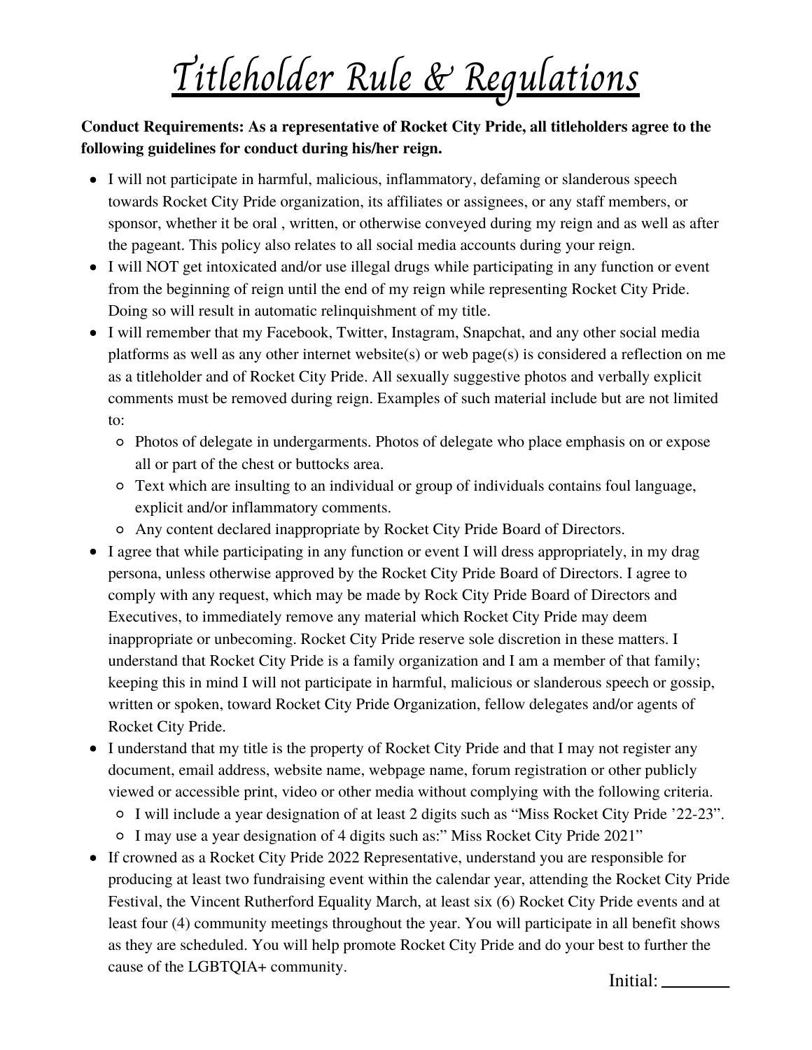# Titleholder Rule & Regulations

**Conduct Requirements: As a representative of Rocket City Pride, all titleholders agree to the following guidelines for conduct during his/her reign.**

- I will not participate in harmful, malicious, inflammatory, defaming or slanderous speech towards Rocket City Pride organization, its affiliates or assignees, or any staff members, or sponsor, whether it be oral , written, or otherwise conveyed during my reign and as well as after the pageant. This policy also relates to all social media accounts during your reign.
- I will NOT get intoxicated and/or use illegal drugs while participating in any function or event from the beginning of reign until the end of my reign while representing Rocket City Pride. Doing so will result in automatic relinquishment of my title.
- I will remember that my Facebook, Twitter, Instagram, Snapchat, and any other social media platforms as well as any other internet website(s) or web page(s) is considered a reflection on me as a titleholder and of Rocket City Pride. All sexually suggestive photos and verbally explicit comments must be removed during reign. Examples of such material include but are not limited to:
  - Photos of delegate in undergarments. Photos of delegate who place emphasis on or expose all or part of the chest or buttocks area.
  - Text which are insulting to an individual or group of individuals contains foul language, explicit and/or inflammatory comments.
  - Any content declared inappropriate by Rocket City Pride Board of Directors.
- I agree that while participating in any function or event I will dress appropriately, in my drag persona, unless otherwise approved by the Rocket City Pride Board of Directors. I agree to comply with any request, which may be made by Rock City Pride Board of Directors and Executives, to immediately remove any material which Rocket City Pride may deem inappropriate or unbecoming. Rocket City Pride reserve sole discretion in these matters. I understand that Rocket City Pride is a family organization and I am a member of that family; keeping this in mind I will not participate in harmful, malicious or slanderous speech or gossip, written or spoken, toward Rocket City Pride Organization, fellow delegates and/or agents of Rocket City Pride.
- I understand that my title is the property of Rocket City Pride and that I may not register any document, email address, website name, webpage name, forum registration or other publicly viewed or accessible print, video or other media without complying with the following criteria.
  - I will include a year designation of at least 2 digits such as "Miss Rocket City Pride '22-23".
  - I may use a year designation of 4 digits such as:" Miss Rocket City Pride 2021"
- If crowned as a Rocket City Pride 2022 Representative, understand you are responsible for producing at least two fundraising event within the calendar year, attending the Rocket City Pride Festival, the Vincent Rutherford Equality March, at least six (6) Rocket City Pride events and at least four (4) community meetings throughout the year. You will participate in all benefit shows as they are scheduled. You will help promote Rocket City Pride and do your best to further the cause of the LGBTQIA+ community.

Initial: ________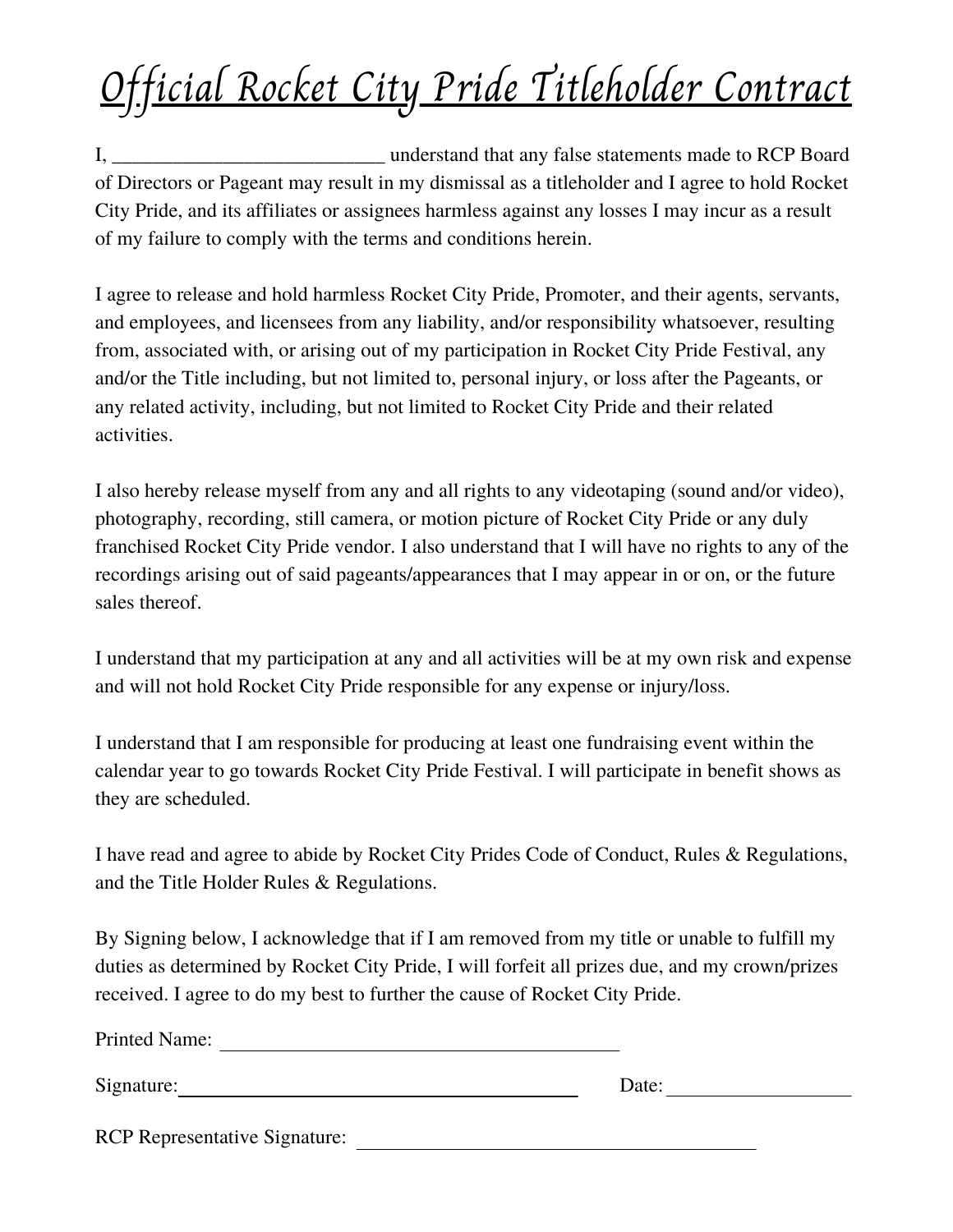# Official Rocket City Pride Titleholder Contract

I, ___________________________ understand that any false statements made to RCP Board of Directors or Pageant may result in my dismissal as a titleholder and I agree to hold Rocket City Pride, and its affiliates or assignees harmless against any losses I may incur as a result of my failure to comply with the terms and conditions herein.

I agree to release and hold harmless Rocket City Pride, Promoter, and their agents, servants, and employees, and licensees from any liability, and/or responsibility whatsoever, resulting from, associated with, or arising out of my participation in Rocket City Pride Festival, any and/or the Title including, but not limited to, personal injury, or loss after the Pageants, or any related activity, including, but not limited to Rocket City Pride and their related activities.

I also hereby release myself from any and all rights to any videotaping (sound and/or video), photography, recording, still camera, or motion picture of Rocket City Pride or any duly franchised Rocket City Pride vendor. I also understand that I will have no rights to any of the recordings arising out of said pageants/appearances that I may appear in or on, or the future sales thereof.

I understand that my participation at any and all activities will be at my own risk and expense and will not hold Rocket City Pride responsible for any expense or injury/loss.

I understand that I am responsible for producing at least one fundraising event within the calendar year to go towards Rocket City Pride Festival. I will participate in benefit shows as they are scheduled.

I have read and agree to abide by Rocket City Prides Code of Conduct, Rules & Regulations, and the Title Holder Rules & Regulations.

By Signing below, I acknowledge that if I am removed from my title or unable to fulfill my duties as determined by Rocket City Pride, I will forfeit all prizes due, and my crown/prizes received. I agree to do my best to further the cause of Rocket City Pride.

Printed Name: ________________________________________

Signature: ________________________________________ Date: __________________

RCP Representative Signature: ________________________________________